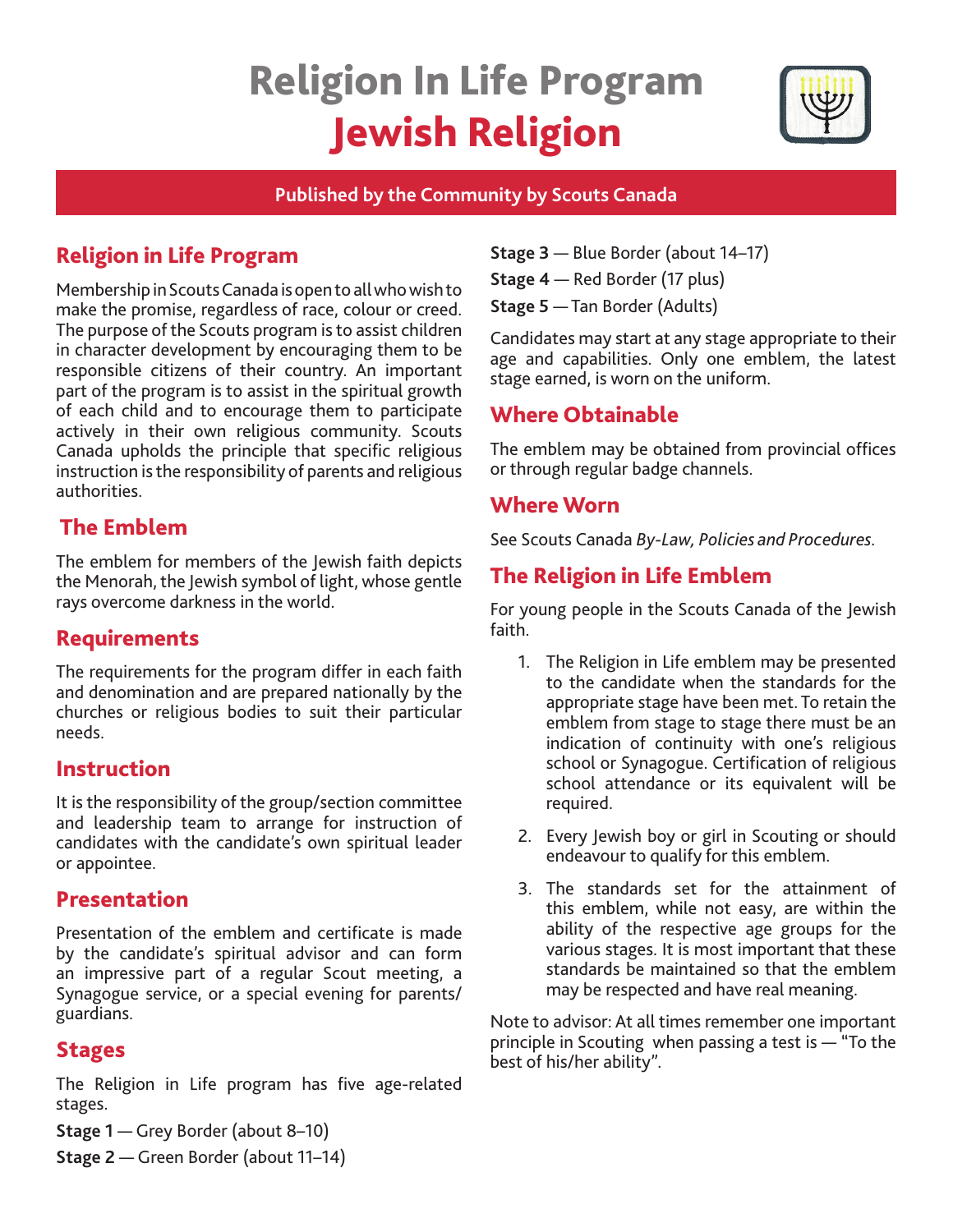# Religion In Life Program
# Jewish Religion

**Published by the Community by Scouts Canada**

## Religion in Life Program

Membership in Scouts Canada is open to all who wish to make the promise, regardless of race, colour or creed. The purpose of the Scouts program is to assist children in character development by encouraging them to be responsible citizens of their country. An important part of the program is to assist in the spiritual growth of each child and to encourage them to participate actively in their own religious community. Scouts Canada upholds the principle that specific religious instruction is the responsibility of parents and religious authorities.

## The Emblem

The emblem for members of the Jewish faith depicts the Menorah, the Jewish symbol of light, whose gentle rays overcome darkness in the world.

## Requirements

The requirements for the program differ in each faith and denomination and are prepared nationally by the churches or religious bodies to suit their particular needs.

## Instruction

It is the responsibility of the group/section committee and leadership team to arrange for instruction of candidates with the candidate's own spiritual leader or appointee.

## Presentation

Presentation of the emblem and certificate is made by the candidate's spiritual advisor and can form an impressive part of a regular Scout meeting, a Synagogue service, or a special evening for parents/guardians.

## Stages

The Religion in Life program has five age-related stages.

**Stage 1** — Grey Border (about 8–10)

**Stage 2** — Green Border (about 11–14)

**Stage 3** — Blue Border (about 14–17)

**Stage 4** — Red Border (17 plus)

**Stage 5** — Tan Border (Adults)

Candidates may start at any stage appropriate to their age and capabilities. Only one emblem, the latest stage earned, is worn on the uniform.

## Where Obtainable

The emblem may be obtained from provincial offices or through regular badge channels.

## Where Worn

See Scouts Canada *By-Law, Policies and Procedures*.

## The Religion in Life Emblem

For young people in the Scouts Canada of the Jewish faith.

1. The Religion in Life emblem may be presented to the candidate when the standards for the appropriate stage have been met. To retain the emblem from stage to stage there must be an indication of continuity with one's religious school or Synagogue. Certification of religious school attendance or its equivalent will be required.
2. Every Jewish boy or girl in Scouting or should endeavour to qualify for this emblem.
3. The standards set for the attainment of this emblem, while not easy, are within the ability of the respective age groups for the various stages. It is most important that these standards be maintained so that the emblem may be respected and have real meaning.

Note to advisor: At all times remember one important principle in Scouting when passing a test is — "To the best of his/her ability".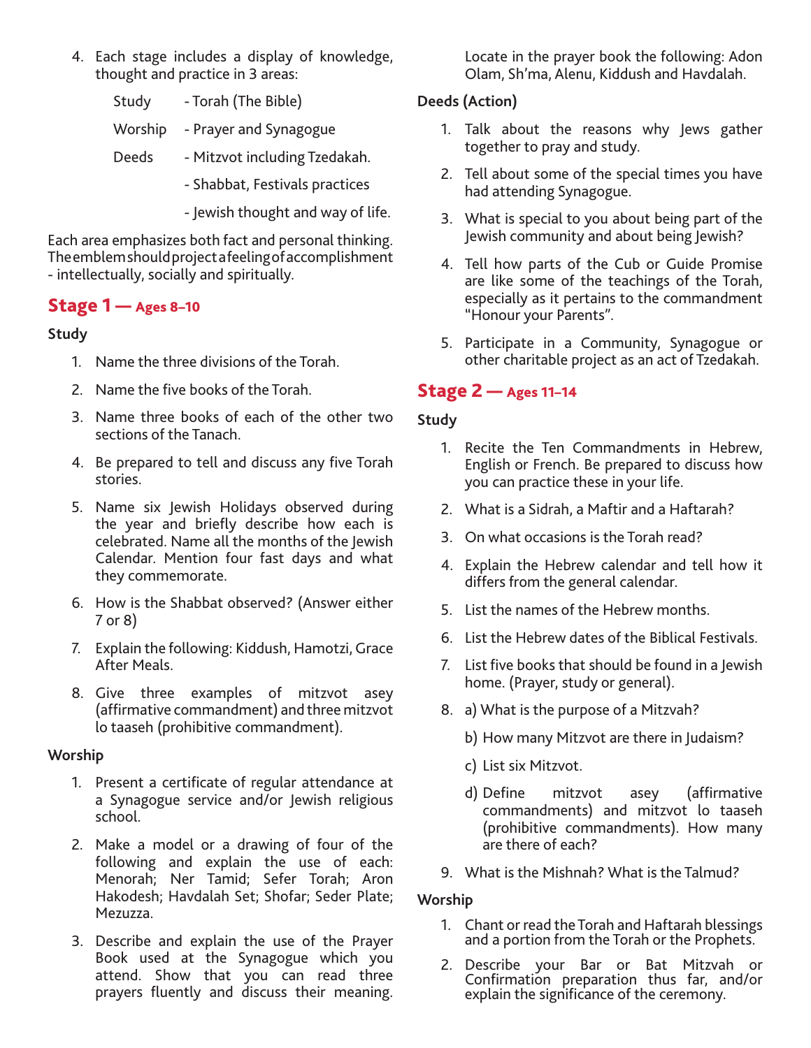4. Each stage includes a display of knowledge, thought and practice in 3 areas:

   Study - Torah (The Bible)

   Worship - Prayer and Synagogue

   Deeds - Mitzvot including Tzedakah.

   - Shabbat, Festivals practices

   - Jewish thought and way of life.

Each area emphasizes both fact and personal thinking. The emblem should project a feeling of accomplishment - intellectually, socially and spiritually.

## Stage 1 — Ages 8–10

### Study

1. Name the three divisions of the Torah.
2. Name the five books of the Torah.
3. Name three books of each of the other two sections of the Tanach.
4. Be prepared to tell and discuss any five Torah stories.
5. Name six Jewish Holidays observed during the year and briefly describe how each is celebrated. Name all the months of the Jewish Calendar. Mention four fast days and what they commemorate.
6. How is the Shabbat observed? (Answer either 7 or 8)
7. Explain the following: Kiddush, Hamotzi, Grace After Meals.
8. Give three examples of mitzvot asey (affirmative commandment) and three mitzvot lo taaseh (prohibitive commandment).

### Worship

1. Present a certificate of regular attendance at a Synagogue service and/or Jewish religious school.
2. Make a model or a drawing of four of the following and explain the use of each: Menorah; Ner Tamid; Sefer Torah; Aron Hakodesh; Havdalah Set; Shofar; Seder Plate; Mezuzza.
3. Describe and explain the use of the Prayer Book used at the Synagogue which you attend. Show that you can read three prayers fluently and discuss their meaning. Locate in the prayer book the following: Adon Olam, Sh'ma, Alenu, Kiddush and Havdalah.

### Deeds (Action)

1. Talk about the reasons why Jews gather together to pray and study.
2. Tell about some of the special times you have had attending Synagogue.
3. What is special to you about being part of the Jewish community and about being Jewish?
4. Tell how parts of the Cub or Guide Promise are like some of the teachings of the Torah, especially as it pertains to the commandment "Honour your Parents".
5. Participate in a Community, Synagogue or other charitable project as an act of Tzedakah.

## Stage 2 — Ages 11–14

### Study

1. Recite the Ten Commandments in Hebrew, English or French. Be prepared to discuss how you can practice these in your life.
2. What is a Sidrah, a Maftir and a Haftarah?
3. On what occasions is the Torah read?
4. Explain the Hebrew calendar and tell how it differs from the general calendar.
5. List the names of the Hebrew months.
6. List the Hebrew dates of the Biblical Festivals.
7. List five books that should be found in a Jewish home. (Prayer, study or general).
8. a) What is the purpose of a Mitzvah?

   b) How many Mitzvot are there in Judaism?

   c) List six Mitzvot.

   d) Define mitzvot asey (affirmative commandments) and mitzvot lo taaseh (prohibitive commandments). How many are there of each?
9. What is the Mishnah? What is the Talmud?

### Worship

1. Chant or read the Torah and Haftarah blessings and a portion from the Torah or the Prophets.
2. Describe your Bar or Bat Mitzvah or Confirmation preparation thus far, and/or explain the significance of the ceremony.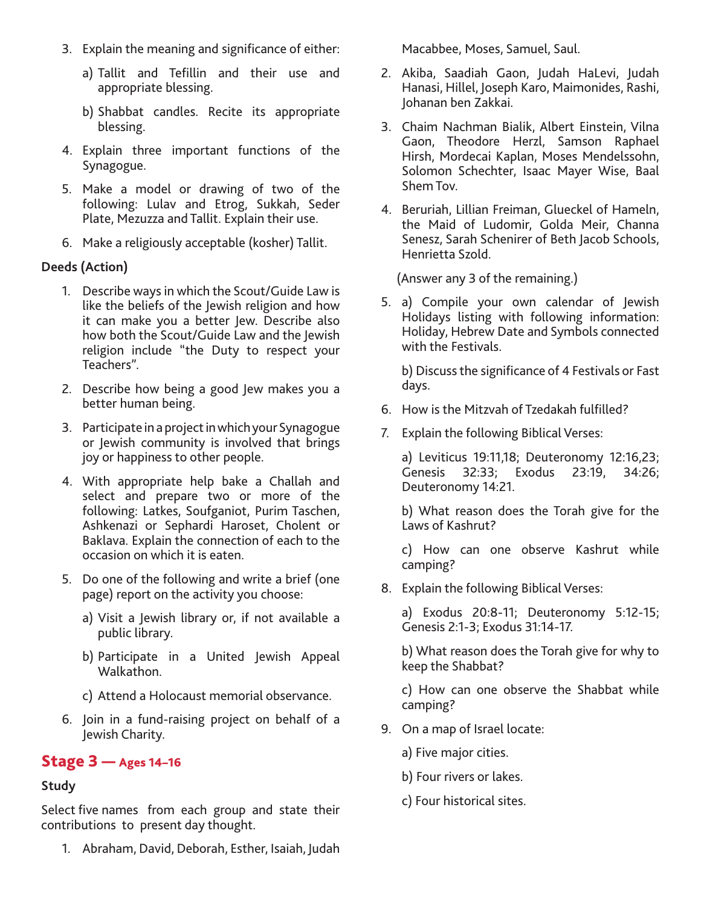3. Explain the meaning and significance of either:

    a) Tallit and Tefillin and their use and appropriate blessing.

    b) Shabbat candles. Recite its appropriate blessing.

4. Explain three important functions of the Synagogue.

5. Make a model or drawing of two of the following: Lulav and Etrog, Sukkah, Seder Plate, Mezuzza and Tallit. Explain their use.

6. Make a religiously acceptable (kosher) Tallit.

**Deeds (Action)**

1. Describe ways in which the Scout/Guide Law is like the beliefs of the Jewish religion and how it can make you a better Jew. Describe also how both the Scout/Guide Law and the Jewish religion include "the Duty to respect your Teachers".

2. Describe how being a good Jew makes you a better human being.

3. Participate in a project in which your Synagogue or Jewish community is involved that brings joy or happiness to other people.

4. With appropriate help bake a Challah and select and prepare two or more of the following: Latkes, Soufganiot, Purim Taschen, Ashkenazi or Sephardi Haroset, Cholent or Baklava. Explain the connection of each to the occasion on which it is eaten.

5. Do one of the following and write a brief (one page) report on the activity you choose:

    a) Visit a Jewish library or, if not available a public library.

    b) Participate in a United Jewish Appeal Walkathon.

    c) Attend a Holocaust memorial observance.

6. Join in a fund-raising project on behalf of a Jewish Charity.

## Stage 3 — Ages 14–16

**Study**

Select five names from each group and state their contributions to present day thought.

1. Abraham, David, Deborah, Esther, Isaiah, Judah Macabbee, Moses, Samuel, Saul.

2. Akiba, Saadiah Gaon, Judah HaLevi, Judah Hanasi, Hillel, Joseph Karo, Maimonides, Rashi, Johanan ben Zakkai.

3. Chaim Nachman Bialik, Albert Einstein, Vilna Gaon, Theodore Herzl, Samson Raphael Hirsh, Mordecai Kaplan, Moses Mendelssohn, Solomon Schechter, Isaac Mayer Wise, Baal Shem Tov.

4. Beruriah, Lillian Freiman, Glueckel of Hameln, the Maid of Ludomir, Golda Meir, Channa Senesz, Sarah Schenirer of Beth Jacob Schools, Henrietta Szold.

(Answer any 3 of the remaining.)

5. a) Compile your own calendar of Jewish Holidays listing with following information: Holiday, Hebrew Date and Symbols connected with the Festivals.

    b) Discuss the significance of 4 Festivals or Fast days.

6. How is the Mitzvah of Tzedakah fulfilled?

7. Explain the following Biblical Verses:

    a) Leviticus 19:11,18; Deuteronomy 12:16,23; Genesis 32:33; Exodus 23:19, 34:26; Deuteronomy 14:21.

    b) What reason does the Torah give for the Laws of Kashrut?

    c) How can one observe Kashrut while camping?

8. Explain the following Biblical Verses:

    a) Exodus 20:8-11; Deuteronomy 5:12-15; Genesis 2:1-3; Exodus 31:14-17.

    b) What reason does the Torah give for why to keep the Shabbat?

    c) How can one observe the Shabbat while camping?

9. On a map of Israel locate:

    a) Five major cities.

    b) Four rivers or lakes.

    c) Four historical sites.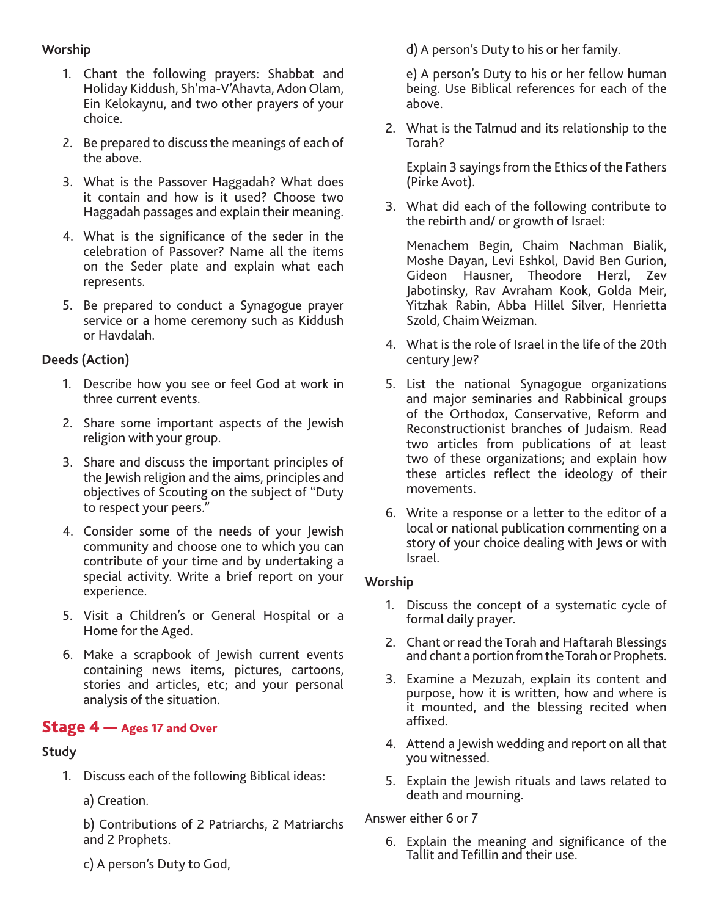**Worship**

1. Chant the following prayers: Shabbat and Holiday Kiddush, Sh'ma-V'Ahavta, Adon Olam, Ein Kelokaynu, and two other prayers of your choice.
2. Be prepared to discuss the meanings of each of the above.
3. What is the Passover Haggadah? What does it contain and how is it used? Choose two Haggadah passages and explain their meaning.
4. What is the significance of the seder in the celebration of Passover? Name all the items on the Seder plate and explain what each represents.
5. Be prepared to conduct a Synagogue prayer service or a home ceremony such as Kiddush or Havdalah.

**Deeds (Action)**

1. Describe how you see or feel God at work in three current events.
2. Share some important aspects of the Jewish religion with your group.
3. Share and discuss the important principles of the Jewish religion and the aims, principles and objectives of Scouting on the subject of "Duty to respect your peers."
4. Consider some of the needs of your Jewish community and choose one to which you can contribute of your time and by undertaking a special activity. Write a brief report on your experience.
5. Visit a Children's or General Hospital or a Home for the Aged.
6. Make a scrapbook of Jewish current events containing news items, pictures, cartoons, stories and articles, etc; and your personal analysis of the situation.

## Stage 4 — Ages 17 and Over

**Study**

1. Discuss each of the following Biblical ideas:

   a) Creation.

   b) Contributions of 2 Patriarchs, 2 Matriarchs and 2 Prophets.

   c) A person's Duty to God,

   d) A person's Duty to his or her family.

   e) A person's Duty to his or her fellow human being. Use Biblical references for each of the above.

2. What is the Talmud and its relationship to the Torah?

   Explain 3 sayings from the Ethics of the Fathers (Pirke Avot).

3. What did each of the following contribute to the rebirth and/ or growth of Israel:

   Menachem Begin, Chaim Nachman Bialik, Moshe Dayan, Levi Eshkol, David Ben Gurion, Gideon Hausner, Theodore Herzl, Zev Jabotinsky, Rav Avraham Kook, Golda Meir, Yitzhak Rabin, Abba Hillel Silver, Henrietta Szold, Chaim Weizman.

4. What is the role of Israel in the life of the 20th century Jew?
5. List the national Synagogue organizations and major seminaries and Rabbinical groups of the Orthodox, Conservative, Reform and Reconstructionist branches of Judaism. Read two articles from publications of at least two of these organizations; and explain how these articles reflect the ideology of their movements.
6. Write a response or a letter to the editor of a local or national publication commenting on a story of your choice dealing with Jews or with Israel.

**Worship**

1. Discuss the concept of a systematic cycle of formal daily prayer.
2. Chant or read the Torah and Haftarah Blessings and chant a portion from the Torah or Prophets.
3. Examine a Mezuzah, explain its content and purpose, how it is written, how and where is it mounted, and the blessing recited when affixed.
4. Attend a Jewish wedding and report on all that you witnessed.
5. Explain the Jewish rituals and laws related to death and mourning.

Answer either 6 or 7

6. Explain the meaning and significance of the Tallit and Tefillin and their use.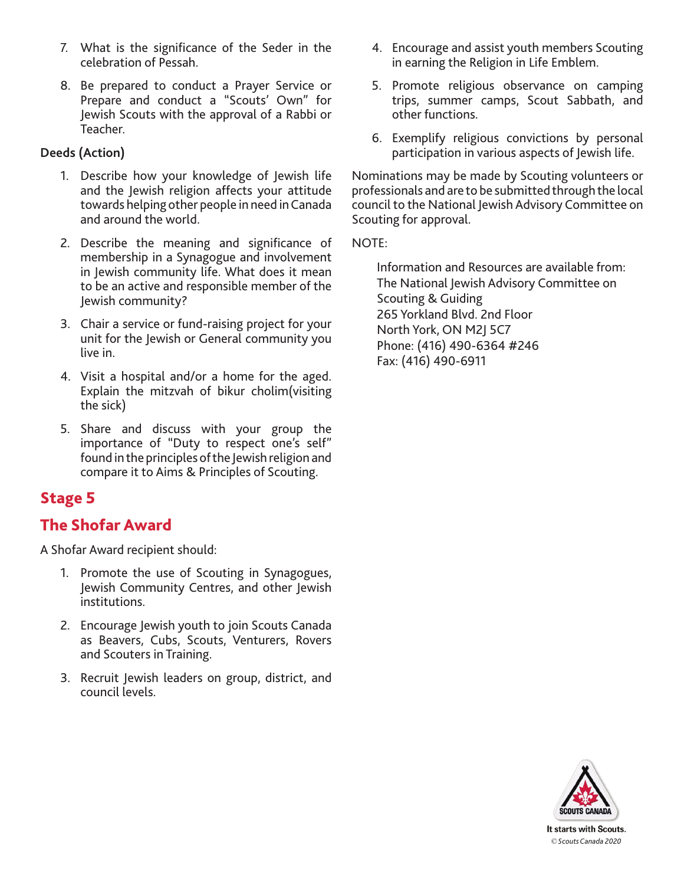7. What is the significance of the Seder in the celebration of Pessah.

8. Be prepared to conduct a Prayer Service or Prepare and conduct a "Scouts' Own" for Jewish Scouts with the approval of a Rabbi or Teacher.

**Deeds (Action)**

1. Describe how your knowledge of Jewish life and the Jewish religion affects your attitude towards helping other people in need in Canada and around the world.

2. Describe the meaning and significance of membership in a Synagogue and involvement in Jewish community life. What does it mean to be an active and responsible member of the Jewish community?

3. Chair a service or fund-raising project for your unit for the Jewish or General community you live in.

4. Visit a hospital and/or a home for the aged. Explain the mitzvah of bikur cholim(visiting the sick)

5. Share and discuss with your group the importance of "Duty to respect one's self" found in the principles of the Jewish religion and compare it to Aims & Principles of Scouting.

## Stage 5

## The Shofar Award

A Shofar Award recipient should:

1. Promote the use of Scouting in Synagogues, Jewish Community Centres, and other Jewish institutions.

2. Encourage Jewish youth to join Scouts Canada as Beavers, Cubs, Scouts, Venturers, Rovers and Scouters in Training.

3. Recruit Jewish leaders on group, district, and council levels.

4. Encourage and assist youth members Scouting in earning the Religion in Life Emblem.

5. Promote religious observance on camping trips, summer camps, Scout Sabbath, and other functions.

6. Exemplify religious convictions by personal participation in various aspects of Jewish life.

Nominations may be made by Scouting volunteers or professionals and are to be submitted through the local council to the National Jewish Advisory Committee on Scouting for approval.

NOTE:

Information and Resources are available from:
The National Jewish Advisory Committee on Scouting & Guiding
265 Yorkland Blvd. 2nd Floor
North York, ON M2J 5C7
Phone: (416) 490-6364 #246
Fax: (416) 490-6911

SCOUTS CANADA
It starts with Scouts.
© Scouts Canada 2020